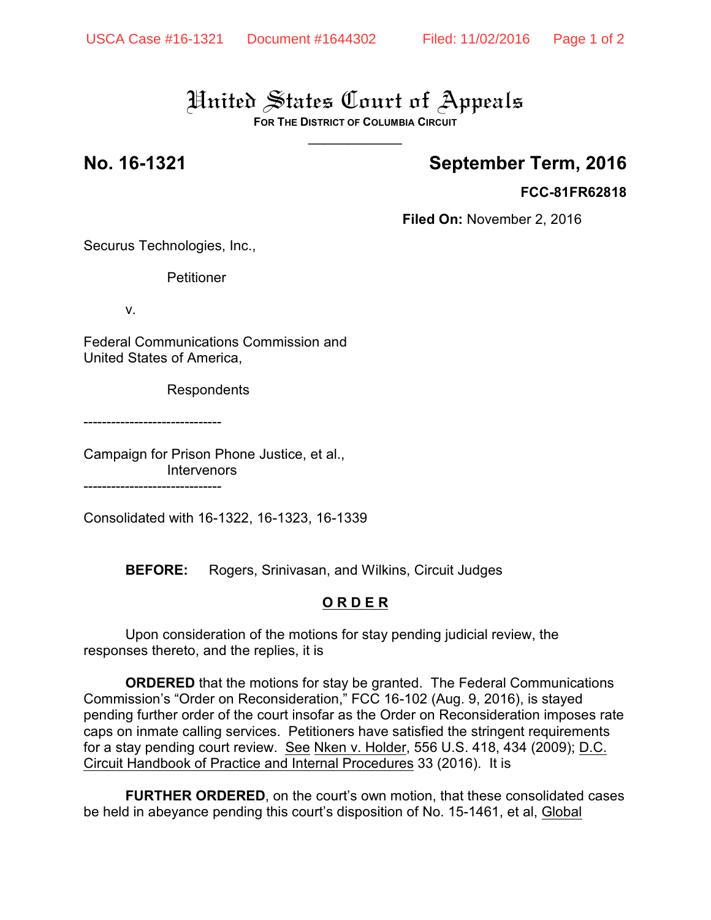# United States Court of Appeals

**FOR THE DISTRICT OF COLUMBIA CIRCUIT**

---

**No. 16-1321** **September Term, 2016**

**FCC-81FR62818**

**Filed On:** November 2, 2016

Securus Technologies, Inc.,

Petitioner

v.

Federal Communications Commission and United States of America,

Respondents

------------------------------

Campaign for Prison Phone Justice, et al.,
Intervenors

------------------------------

Consolidated with 16-1322, 16-1323, 16-1339

**BEFORE:** Rogers, Srinivasan, and Wilkins, Circuit Judges

## O R D E R

Upon consideration of the motions for stay pending judicial review, the responses thereto, and the replies, it is

**ORDERED** that the motions for stay be granted. The Federal Communications Commission's "Order on Reconsideration," FCC 16-102 (Aug. 9, 2016), is stayed pending further order of the court insofar as the Order on Reconsideration imposes rate caps on inmate calling services. Petitioners have satisfied the stringent requirements for a stay pending court review. See Nken v. Holder, 556 U.S. 418, 434 (2009); D.C. Circuit Handbook of Practice and Internal Procedures 33 (2016). It is

**FURTHER ORDERED**, on the court's own motion, that these consolidated cases be held in abeyance pending this court's disposition of No. 15-1461, et al, Global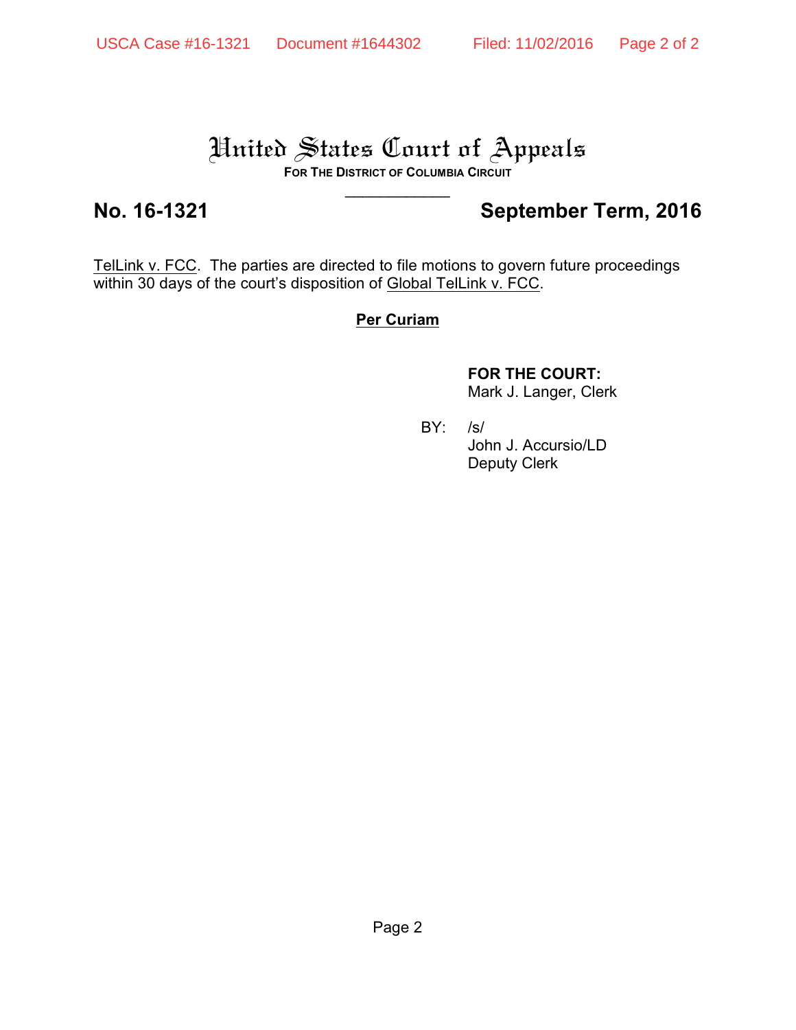# United States Court of Appeals

**FOR THE DISTRICT OF COLUMBIA CIRCUIT**

\_\_\_\_\_\_\_\_\_\_\_\_

**No. 16-1321** **September Term, 2016**

TelLink v. FCC. The parties are directed to file motions to govern future proceedings within 30 days of the court's disposition of Global TelLink v. FCC.

**Per Curiam**

**FOR THE COURT:**
Mark J. Langer, Clerk

BY: /s/
John J. Accursio/LD
Deputy Clerk